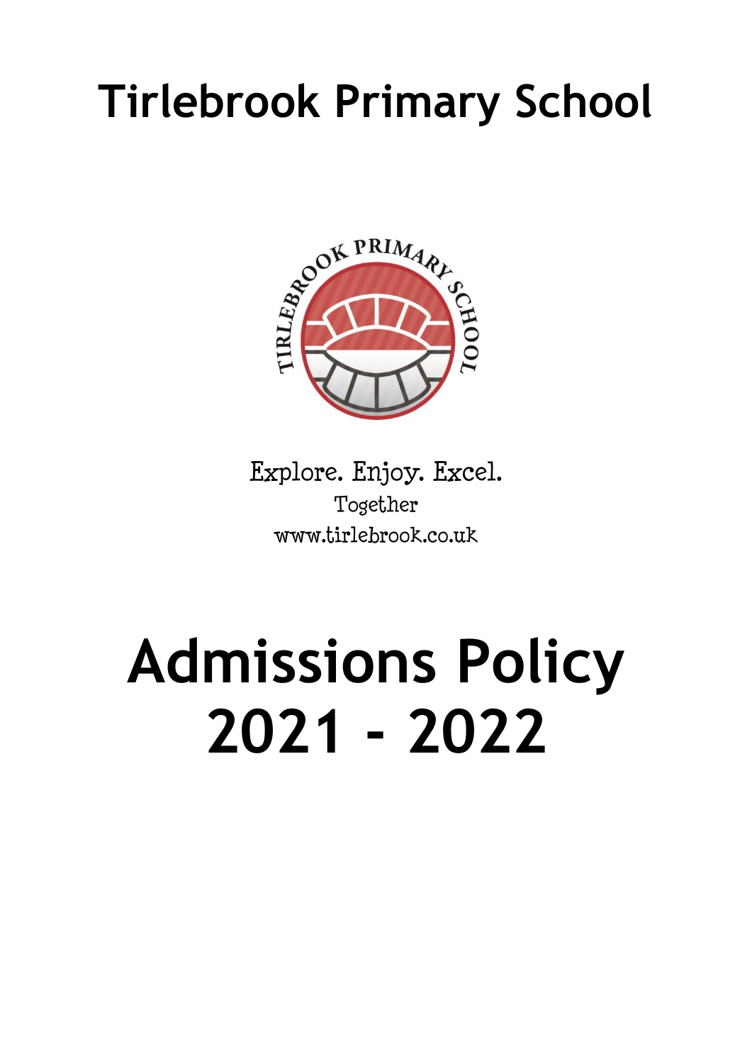# Tirlebrook Primary School

Explore. Enjoy. Excel.

Together

www.tirlebrook.co.uk

# Admissions Policy 2021 - 2022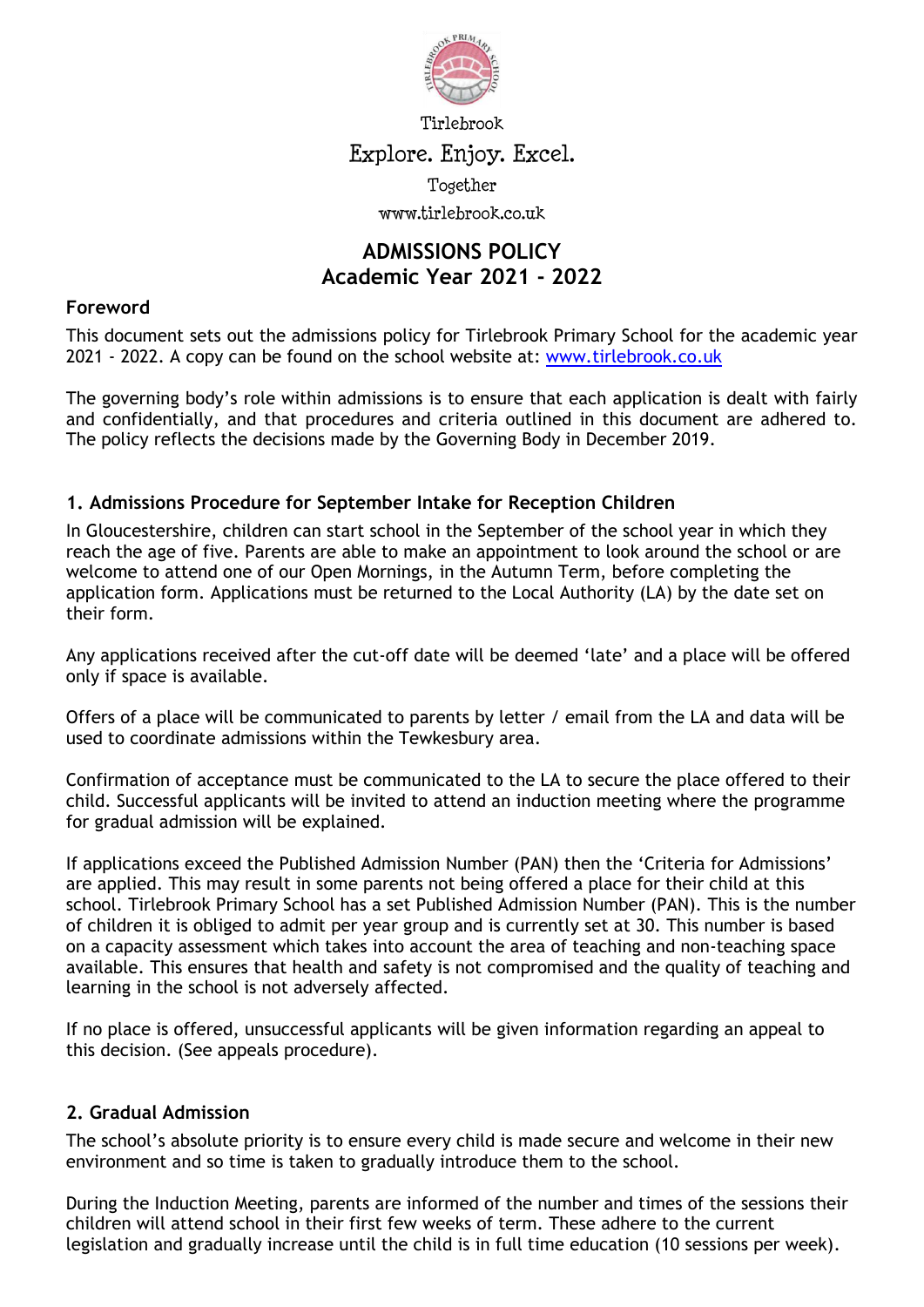Tirlebrook

Explore. Enjoy. Excel.

Together

www.tirlebrook.co.uk

# ADMISSIONS POLICY
# Academic Year 2021 - 2022

### Foreword

This document sets out the admissions policy for Tirlebrook Primary School for the academic year 2021 - 2022. A copy can be found on the school website at: [www.tirlebrook.co.uk](http://www.tirlebrook.co.uk)

The governing body's role within admissions is to ensure that each application is dealt with fairly and confidentially, and that procedures and criteria outlined in this document are adhered to. The policy reflects the decisions made by the Governing Body in December 2019.

### 1. Admissions Procedure for September Intake for Reception Children

In Gloucestershire, children can start school in the September of the school year in which they reach the age of five. Parents are able to make an appointment to look around the school or are welcome to attend one of our Open Mornings, in the Autumn Term, before completing the application form. Applications must be returned to the Local Authority (LA) by the date set on their form.

Any applications received after the cut-off date will be deemed 'late' and a place will be offered only if space is available.

Offers of a place will be communicated to parents by letter / email from the LA and data will be used to coordinate admissions within the Tewkesbury area.

Confirmation of acceptance must be communicated to the LA to secure the place offered to their child. Successful applicants will be invited to attend an induction meeting where the programme for gradual admission will be explained.

If applications exceed the Published Admission Number (PAN) then the 'Criteria for Admissions' are applied. This may result in some parents not being offered a place for their child at this school. Tirlebrook Primary School has a set Published Admission Number (PAN). This is the number of children it is obliged to admit per year group and is currently set at 30. This number is based on a capacity assessment which takes into account the area of teaching and non-teaching space available. This ensures that health and safety is not compromised and the quality of teaching and learning in the school is not adversely affected.

If no place is offered, unsuccessful applicants will be given information regarding an appeal to this decision. (See appeals procedure).

### 2. Gradual Admission

The school's absolute priority is to ensure every child is made secure and welcome in their new environment and so time is taken to gradually introduce them to the school.

During the Induction Meeting, parents are informed of the number and times of the sessions their children will attend school in their first few weeks of term. These adhere to the current legislation and gradually increase until the child is in full time education (10 sessions per week).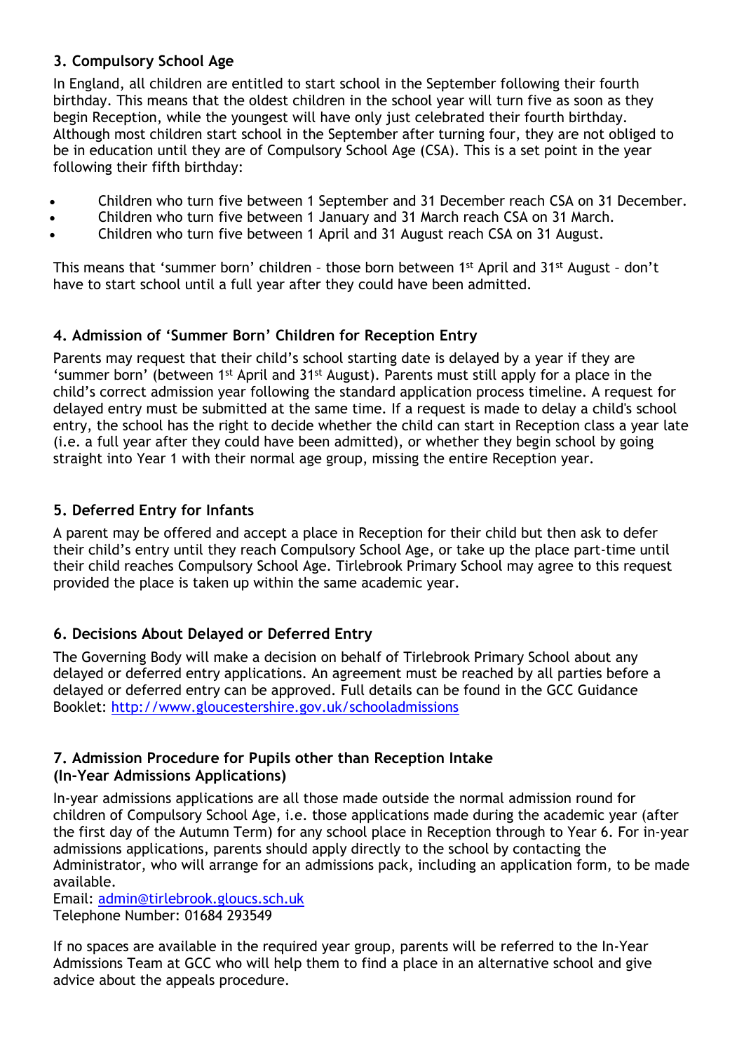## 3. Compulsory School Age

In England, all children are entitled to start school in the September following their fourth birthday. This means that the oldest children in the school year will turn five as soon as they begin Reception, while the youngest will have only just celebrated their fourth birthday. Although most children start school in the September after turning four, they are not obliged to be in education until they are of Compulsory School Age (CSA). This is a set point in the year following their fifth birthday:

- Children who turn five between 1 September and 31 December reach CSA on 31 December.
- Children who turn five between 1 January and 31 March reach CSA on 31 March.
- Children who turn five between 1 April and 31 August reach CSA on 31 August.

This means that 'summer born' children – those born between 1st April and 31st August – don't have to start school until a full year after they could have been admitted.

## 4. Admission of 'Summer Born' Children for Reception Entry

Parents may request that their child's school starting date is delayed by a year if they are 'summer born' (between 1st April and 31st August). Parents must still apply for a place in the child's correct admission year following the standard application process timeline. A request for delayed entry must be submitted at the same time. If a request is made to delay a child's school entry, the school has the right to decide whether the child can start in Reception class a year late (i.e. a full year after they could have been admitted), or whether they begin school by going straight into Year 1 with their normal age group, missing the entire Reception year.

## 5. Deferred Entry for Infants

A parent may be offered and accept a place in Reception for their child but then ask to defer their child's entry until they reach Compulsory School Age, or take up the place part-time until their child reaches Compulsory School Age. Tirlebrook Primary School may agree to this request provided the place is taken up within the same academic year.

## 6. Decisions About Delayed or Deferred Entry

The Governing Body will make a decision on behalf of Tirlebrook Primary School about any delayed or deferred entry applications. An agreement must be reached by all parties before a delayed or deferred entry can be approved. Full details can be found in the GCC Guidance Booklet: [http://www.gloucestershire.gov.uk/schooladmissions](http://www.gloucestershire.gov.uk/schooladmissions)

## 7. Admission Procedure for Pupils other than Reception Intake (In-Year Admissions Applications)

In-year admissions applications are all those made outside the normal admission round for children of Compulsory School Age, i.e. those applications made during the academic year (after the first day of the Autumn Term) for any school place in Reception through to Year 6. For in-year admissions applications, parents should apply directly to the school by contacting the Administrator, who will arrange for an admissions pack, including an application form, to be made available.

Email: [admin@tirlebrook.gloucs.sch.uk](mailto:admin@tirlebrook.gloucs.sch.uk)
Telephone Number: 01684 293549

If no spaces are available in the required year group, parents will be referred to the In-Year Admissions Team at GCC who will help them to find a place in an alternative school and give advice about the appeals procedure.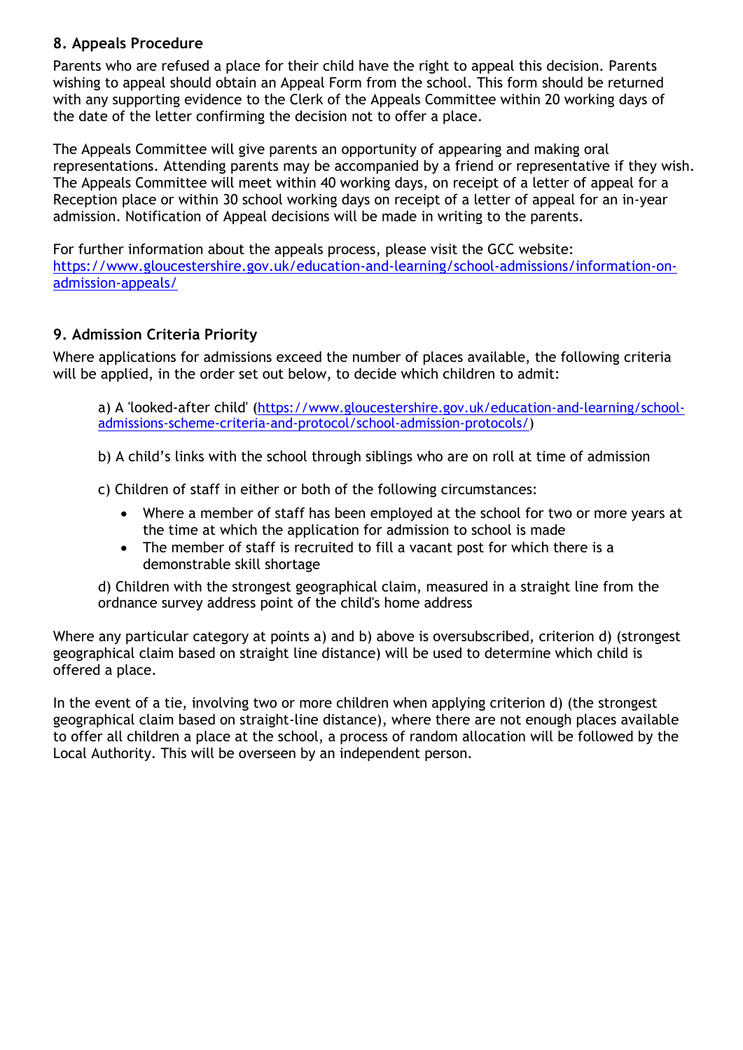## 8. Appeals Procedure

Parents who are refused a place for their child have the right to appeal this decision. Parents wishing to appeal should obtain an Appeal Form from the school. This form should be returned with any supporting evidence to the Clerk of the Appeals Committee within 20 working days of the date of the letter confirming the decision not to offer a place.

The Appeals Committee will give parents an opportunity of appearing and making oral representations. Attending parents may be accompanied by a friend or representative if they wish. The Appeals Committee will meet within 40 working days, on receipt of a letter of appeal for a Reception place or within 30 school working days on receipt of a letter of appeal for an in-year admission. Notification of Appeal decisions will be made in writing to the parents.

For further information about the appeals process, please visit the GCC website: [https://www.gloucestershire.gov.uk/education-and-learning/school-admissions/information-on-admission-appeals/](https://www.gloucestershire.gov.uk/education-and-learning/school-admissions/information-on-admission-appeals/)

## 9. Admission Criteria Priority

Where applications for admissions exceed the number of places available, the following criteria will be applied, in the order set out below, to decide which children to admit:

a) A 'looked-after child' ([https://www.gloucestershire.gov.uk/education-and-learning/school-admissions-scheme-criteria-and-protocol/school-admission-protocols/](https://www.gloucestershire.gov.uk/education-and-learning/school-admissions-scheme-criteria-and-protocol/school-admission-protocols/))

b) A child's links with the school through siblings who are on roll at time of admission

c) Children of staff in either or both of the following circumstances:

- Where a member of staff has been employed at the school for two or more years at the time at which the application for admission to school is made
- The member of staff is recruited to fill a vacant post for which there is a demonstrable skill shortage

d) Children with the strongest geographical claim, measured in a straight line from the ordnance survey address point of the child's home address

Where any particular category at points a) and b) above is oversubscribed, criterion d) (strongest geographical claim based on straight line distance) will be used to determine which child is offered a place.

In the event of a tie, involving two or more children when applying criterion d) (the strongest geographical claim based on straight-line distance), where there are not enough places available to offer all children a place at the school, a process of random allocation will be followed by the Local Authority. This will be overseen by an independent person.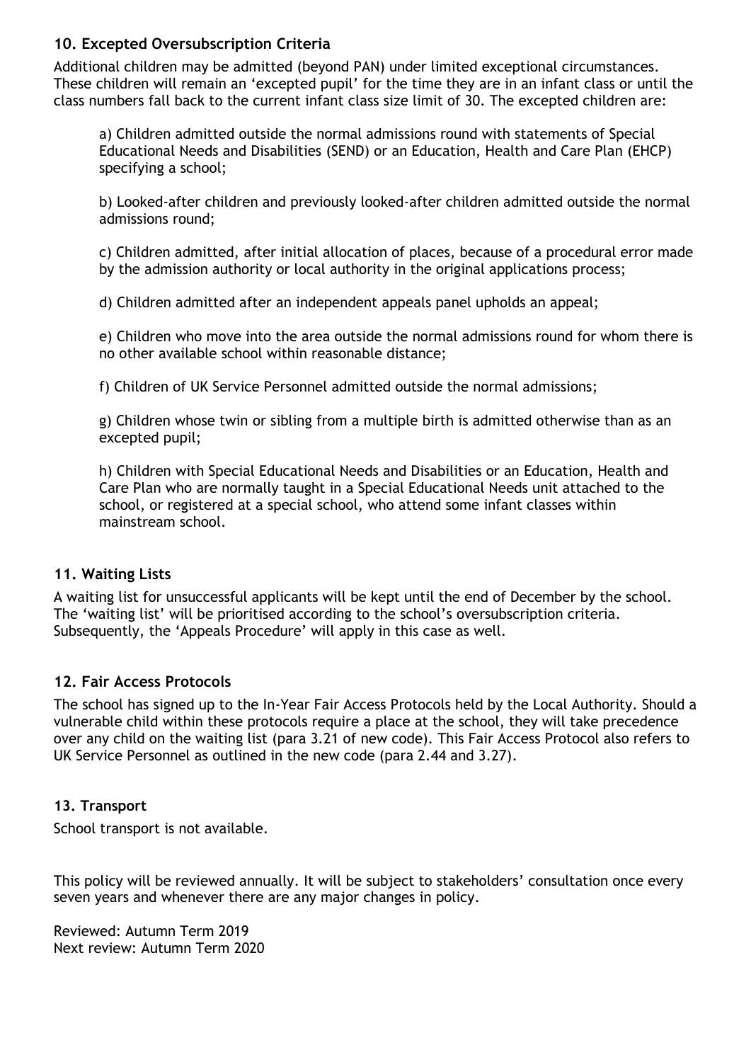## 10. Excepted Oversubscription Criteria

Additional children may be admitted (beyond PAN) under limited exceptional circumstances. These children will remain an 'excepted pupil' for the time they are in an infant class or until the class numbers fall back to the current infant class size limit of 30. The excepted children are:

a) Children admitted outside the normal admissions round with statements of Special Educational Needs and Disabilities (SEND) or an Education, Health and Care Plan (EHCP) specifying a school;

b) Looked-after children and previously looked-after children admitted outside the normal admissions round;

c) Children admitted, after initial allocation of places, because of a procedural error made by the admission authority or local authority in the original applications process;

d) Children admitted after an independent appeals panel upholds an appeal;

e) Children who move into the area outside the normal admissions round for whom there is no other available school within reasonable distance;

f) Children of UK Service Personnel admitted outside the normal admissions;

g) Children whose twin or sibling from a multiple birth is admitted otherwise than as an excepted pupil;

h) Children with Special Educational Needs and Disabilities or an Education, Health and Care Plan who are normally taught in a Special Educational Needs unit attached to the school, or registered at a special school, who attend some infant classes within mainstream school.

## 11. Waiting Lists

A waiting list for unsuccessful applicants will be kept until the end of December by the school. The 'waiting list' will be prioritised according to the school's oversubscription criteria. Subsequently, the 'Appeals Procedure' will apply in this case as well.

## 12. Fair Access Protocols

The school has signed up to the In-Year Fair Access Protocols held by the Local Authority. Should a vulnerable child within these protocols require a place at the school, they will take precedence over any child on the waiting list (para 3.21 of new code). This Fair Access Protocol also refers to UK Service Personnel as outlined in the new code (para 2.44 and 3.27).

## 13. Transport

School transport is not available.

This policy will be reviewed annually. It will be subject to stakeholders' consultation once every seven years and whenever there are any major changes in policy.

Reviewed: Autumn Term 2019
Next review: Autumn Term 2020